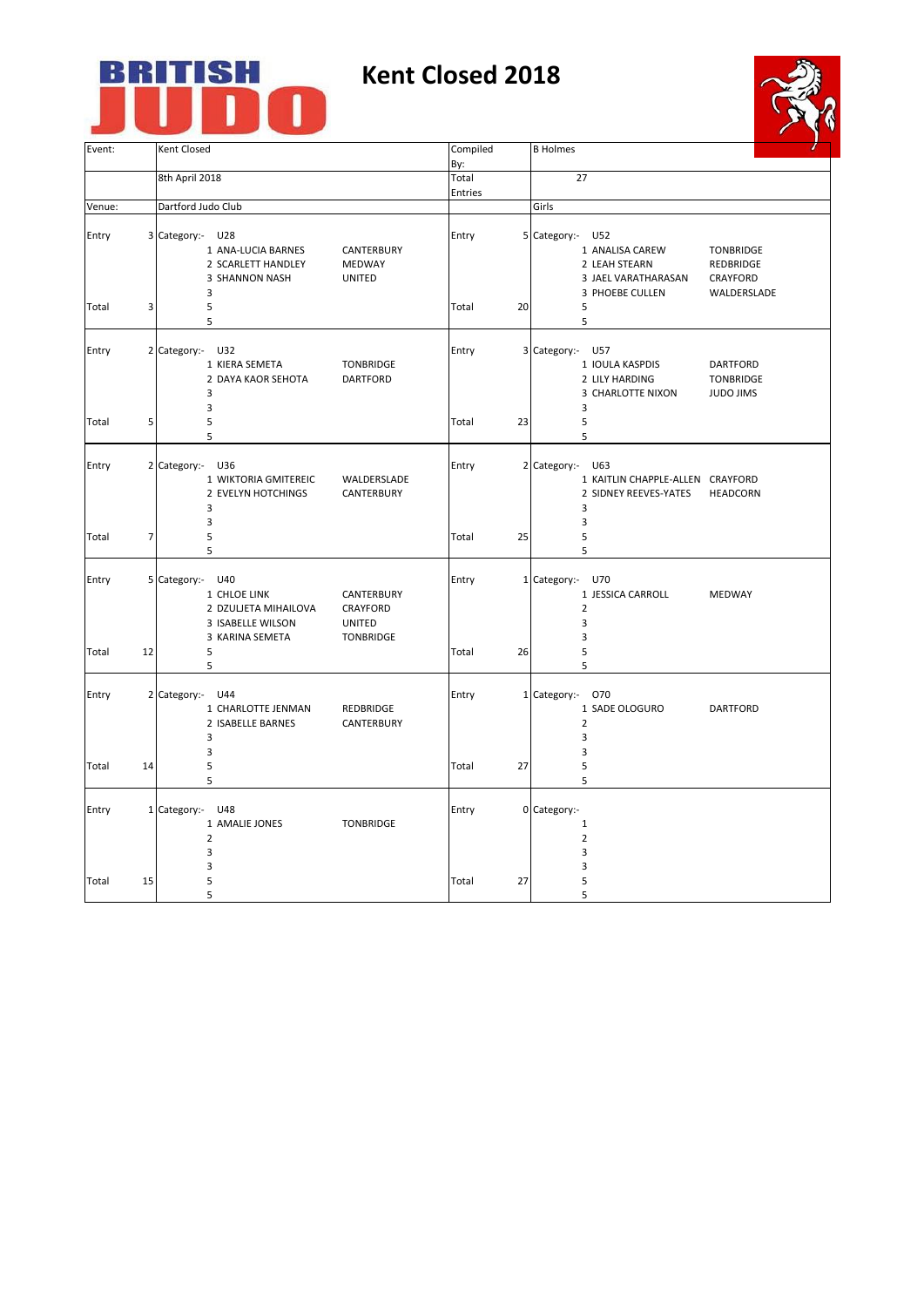# Kent Closed 2018

| Event: | Kent Closed | Compiled By: | B Holmes |
|---|---|---|---|
| | 8th April 2018 | Total Entries | 27 |
| Venue: | Dartford Judo Club | | Girls |

| | | Category | Place | Name | Club | | | Category | Place | Name | Club |
|---|---|---|---|---|---|---|---|---|---|---|---|
| Entry | 3 | U28 | 1 | ANA-LUCIA BARNES | CANTERBURY | Entry | 5 | U52 | 1 | ANALISA CAREW | TONBRIDGE |
| | | | 2 | SCARLETT HANDLEY | MEDWAY | | | | 2 | LEAH STEARN | REDBRIDGE |
| | | | 3 | SHANNON NASH | UNITED | | | | 3 | JAEL VARATHARASAN | CRAYFORD |
| | | | 3 | | | | | | 3 | PHOEBE CULLEN | WALDERSLADE |
| Total | 3 | | 5 | | | Total | 20 | | 5 | | |
| | | | 5 | | | | | | 5 | | |
| Entry | 2 | U32 | 1 | KIERA SEMETA | TONBRIDGE | Entry | 3 | U57 | 1 | IOULA KASPDIS | DARTFORD |
| | | | 2 | DAYA KAOR SEHOTA | DARTFORD | | | | 2 | LILY HARDING | TONBRIDGE |
| | | | 3 | | | | | | 3 | CHARLOTTE NIXON | JUDO JIMS |
| | | | 3 | | | | | | 3 | | |
| Total | 5 | | 5 | | | Total | 23 | | 5 | | |
| | | | 5 | | | | | | 5 | | |
| Entry | 2 | U36 | 1 | WIKTORIA GMITEREIC | WALDERSLADE | Entry | 2 | U63 | 1 | KAITLIN CHAPPLE-ALLEN | CRAYFORD |
| | | | 2 | EVELYN HOTCHINGS | CANTERBURY | | | | 2 | SIDNEY REEVES-YATES | HEADCORN |
| | | | 3 | | | | | | 3 | | |
| | | | 3 | | | | | | 3 | | |
| Total | 7 | | 5 | | | Total | 25 | | 5 | | |
| | | | 5 | | | | | | 5 | | |
| Entry | 5 | U40 | 1 | CHLOE LINK | CANTERBURY | Entry | 1 | U70 | 1 | JESSICA CARROLL | MEDWAY |
| | | | 2 | DZULJETA MIHAILOVA | CRAYFORD | | | | 2 | | |
| | | | 3 | ISABELLE WILSON | UNITED | | | | 3 | | |
| | | | 3 | KARINA SEMETA | TONBRIDGE | | | | 3 | | |
| Total | 12 | | 5 | | | Total | 26 | | 5 | | |
| | | | 5 | | | | | | 5 | | |
| Entry | 2 | U44 | 1 | CHARLOTTE JENMAN | REDBRIDGE | Entry | 1 | O70 | 1 | SADE OLOGURO | DARTFORD |
| | | | 2 | ISABELLE BARNES | CANTERBURY | | | | 2 | | |
| | | | 3 | | | | | | 3 | | |
| | | | 3 | | | | | | 3 | | |
| Total | 14 | | 5 | | | Total | 27 | | 5 | | |
| | | | 5 | | | | | | 5 | | |
| Entry | 1 | U48 | 1 | AMALIE JONES | TONBRIDGE | Entry | 0 | | 1 | | |
| | | | 2 | | | | | | 2 | | |
| | | | 3 | | | | | | 3 | | |
| | | | 3 | | | | | | 3 | | |
| Total | 15 | | 5 | | | Total | 27 | | 5 | | |
| | | | 5 | | | | | | 5 | | |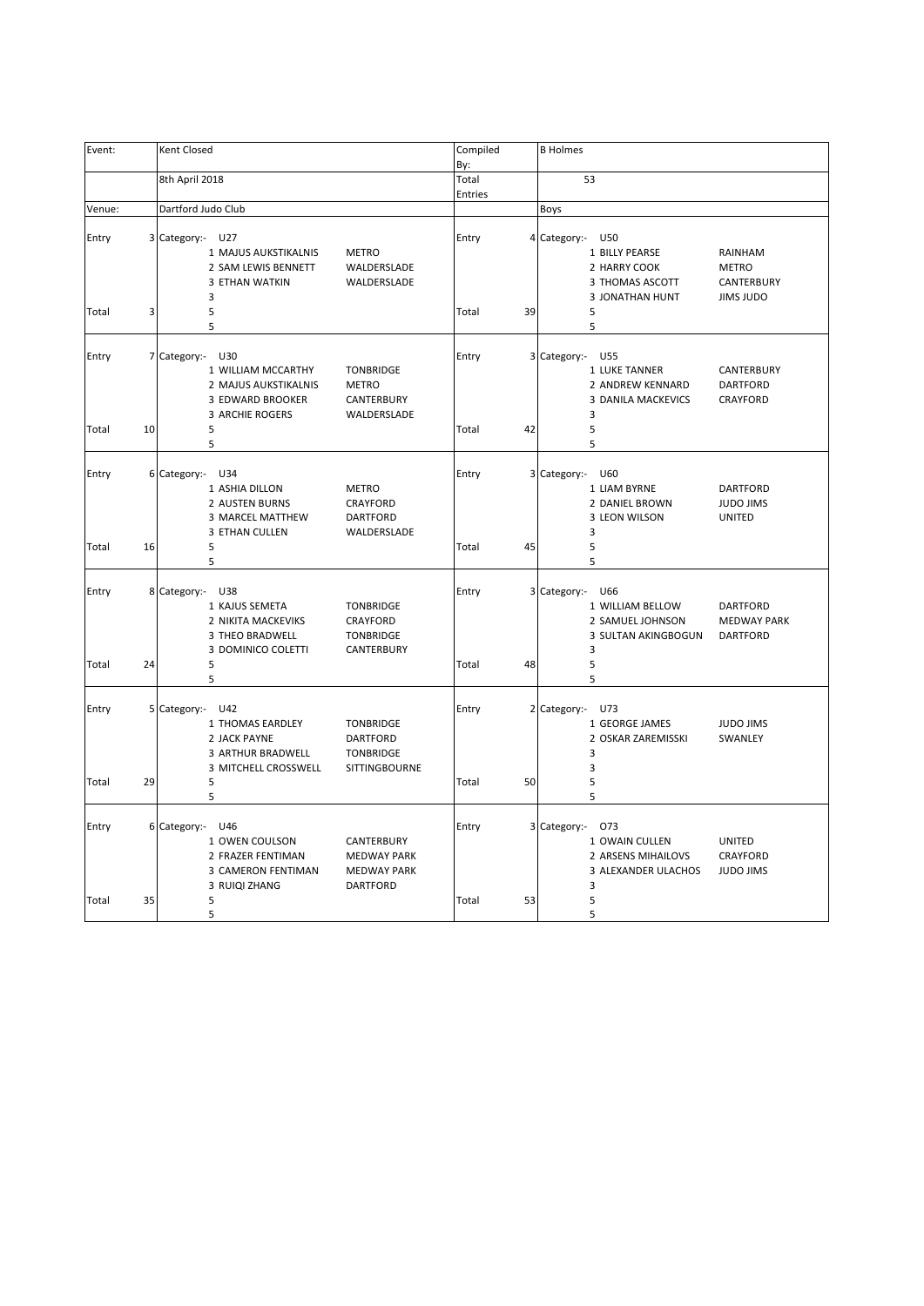| Event: | Kent Closed | Compiled By: | B Holmes |
|---|---|---|---|
| | 8th April 2018 | Total Entries | 53 |
| Venue: | Dartford Judo Club | | Boys |

| | | Category:- U27 | | | | Category:- U50 | |
|---|---|---|---|---|---|---|---|
| Entry | 3 | 1 MAJUS AUKSTIKALNIS | METRO | Entry | 4 | 1 BILLY PEARSE | RAINHAM |
| | | 2 SAM LEWIS BENNETT | WALDERSLADE | | | 2 HARRY COOK | METRO |
| | | 3 ETHAN WATKIN | WALDERSLADE | | | 3 THOMAS ASCOTT | CANTERBURY |
| | | 3 | | | | 3 JONATHAN HUNT | JIMS JUDO |
| Total | 3 | 5 | | Total | 39 | 5 | |
| | | 5 | | | | 5 | |

| | | Category:- U30 | | | | Category:- U55 | |
|---|---|---|---|---|---|---|---|
| Entry | 7 | 1 WILLIAM MCCARTHY | TONBRIDGE | Entry | 3 | 1 LUKE TANNER | CANTERBURY |
| | | 2 MAJUS AUKSTIKALNIS | METRO | | | 2 ANDREW KENNARD | DARTFORD |
| | | 3 EDWARD BROOKER | CANTERBURY | | | 3 DANILA MACKEVICS | CRAYFORD |
| | | 3 ARCHIE ROGERS | WALDERSLADE | | | 3 | |
| Total | 10 | 5 | | Total | 42 | 5 | |
| | | 5 | | | | 5 | |

| | | Category:- U34 | | | | Category:- U60 | |
|---|---|---|---|---|---|---|---|
| Entry | 6 | 1 ASHIA DILLON | METRO | Entry | 3 | 1 LIAM BYRNE | DARTFORD |
| | | 2 AUSTEN BURNS | CRAYFORD | | | 2 DANIEL BROWN | JUDO JIMS |
| | | 3 MARCEL MATTHEW | DARTFORD | | | 3 LEON WILSON | UNITED |
| | | 3 ETHAN CULLEN | WALDERSLADE | | | 3 | |
| Total | 16 | 5 | | Total | 45 | 5 | |
| | | 5 | | | | 5 | |

| | | Category:- U38 | | | | Category:- U66 | |
|---|---|---|---|---|---|---|---|
| Entry | 8 | 1 KAJUS SEMETA | TONBRIDGE | Entry | 3 | 1 WILLIAM BELLOW | DARTFORD |
| | | 2 NIKITA MACKEVIKS | CRAYFORD | | | 2 SAMUEL JOHNSON | MEDWAY PARK |
| | | 3 THEO BRADWELL | TONBRIDGE | | | 3 SULTAN AKINGBOGUN | DARTFORD |
| | | 3 DOMINICO COLETTI | CANTERBURY | | | 3 | |
| Total | 24 | 5 | | Total | 48 | 5 | |
| | | 5 | | | | 5 | |

| | | Category:- U42 | | | | Category:- U73 | |
|---|---|---|---|---|---|---|---|
| Entry | 5 | 1 THOMAS EARDLEY | TONBRIDGE | Entry | 2 | 1 GEORGE JAMES | JUDO JIMS |
| | | 2 JACK PAYNE | DARTFORD | | | 2 OSKAR ZAREMISSKI | SWANLEY |
| | | 3 ARTHUR BRADWELL | TONBRIDGE | | | 3 | |
| | | 3 MITCHELL CROSSWELL | SITTINGBOURNE | | | 3 | |
| Total | 29 | 5 | | Total | 50 | 5 | |
| | | 5 | | | | 5 | |

| | | Category:- U46 | | | | Category:- O73 | |
|---|---|---|---|---|---|---|---|
| Entry | 6 | 1 OWEN COULSON | CANTERBURY | Entry | 3 | 1 OWAIN CULLEN | UNITED |
| | | 2 FRAZER FENTIMAN | MEDWAY PARK | | | 2 ARSENS MIHAILOVS | CRAYFORD |
| | | 3 CAMERON FENTIMAN | MEDWAY PARK | | | 3 ALEXANDER ULACHOS | JUDO JIMS |
| | | 3 RUIQI ZHANG | DARTFORD | | | 3 | |
| Total | 35 | 5 | | Total | 53 | 5 | |
| | | 5 | | | | 5 | |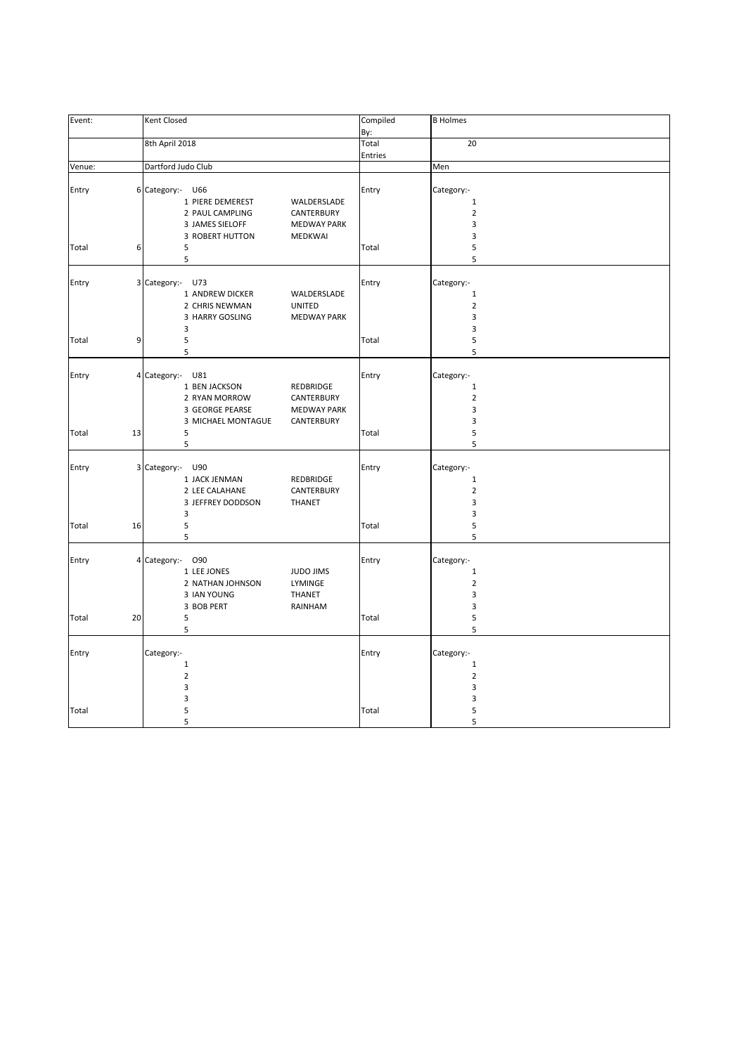| Event: | | Kent Closed | | Compiled By: | B Holmes |
|---|---|---|---|---|---|
| | | 8th April 2018 | | Total Entries | 20 |
| Venue: | | Dartford Judo Club | | | Men |
| Entry | 6 | Category:- U66 | | Entry | Category:- |
| | | 1 PIERE DEMEREST | WALDERSLADE | | 1 |
| | | 2 PAUL CAMPLING | CANTERBURY | | 2 |
| | | 3 JAMES SIELOFF | MEDWAY PARK | | 3 |
| | | 3 ROBERT HUTTON | MEDKWAI | | 3 |
| Total | 6 | 5 | | Total | 5 |
| | | 5 | | | 5 |
| Entry | 3 | Category:- U73 | | Entry | Category:- |
| | | 1 ANDREW DICKER | WALDERSLADE | | 1 |
| | | 2 CHRIS NEWMAN | UNITED | | 2 |
| | | 3 HARRY GOSLING | MEDWAY PARK | | 3 |
| | | 3 | | | 3 |
| Total | 9 | 5 | | Total | 5 |
| | | 5 | | | 5 |
| Entry | 4 | Category:- U81 | | Entry | Category:- |
| | | 1 BEN JACKSON | REDBRIDGE | | 1 |
| | | 2 RYAN MORROW | CANTERBURY | | 2 |
| | | 3 GEORGE PEARSE | MEDWAY PARK | | 3 |
| | | 3 MICHAEL MONTAGUE | CANTERBURY | | 3 |
| Total | 13 | 5 | | Total | 5 |
| | | 5 | | | 5 |
| Entry | 3 | Category:- U90 | | Entry | Category:- |
| | | 1 JACK JENMAN | REDBRIDGE | | 1 |
| | | 2 LEE CALAHANE | CANTERBURY | | 2 |
| | | 3 JEFFREY DODDSON | THANET | | 3 |
| | | 3 | | | 3 |
| Total | 16 | 5 | | Total | 5 |
| | | 5 | | | 5 |
| Entry | 4 | Category:- O90 | | Entry | Category:- |
| | | 1 LEE JONES | JUDO JIMS | | 1 |
| | | 2 NATHAN JOHNSON | LYMINGE | | 2 |
| | | 3 IAN YOUNG | THANET | | 3 |
| | | 3 BOB PERT | RAINHAM | | 3 |
| Total | 20 | 5 | | Total | 5 |
| | | 5 | | | 5 |
| Entry | | Category:- | | Entry | Category:- |
| | | 1 | | | 1 |
| | | 2 | | | 2 |
| | | 3 | | | 3 |
| | | 3 | | | 3 |
| Total | | 5 | | Total | 5 |
| | | 5 | | | 5 |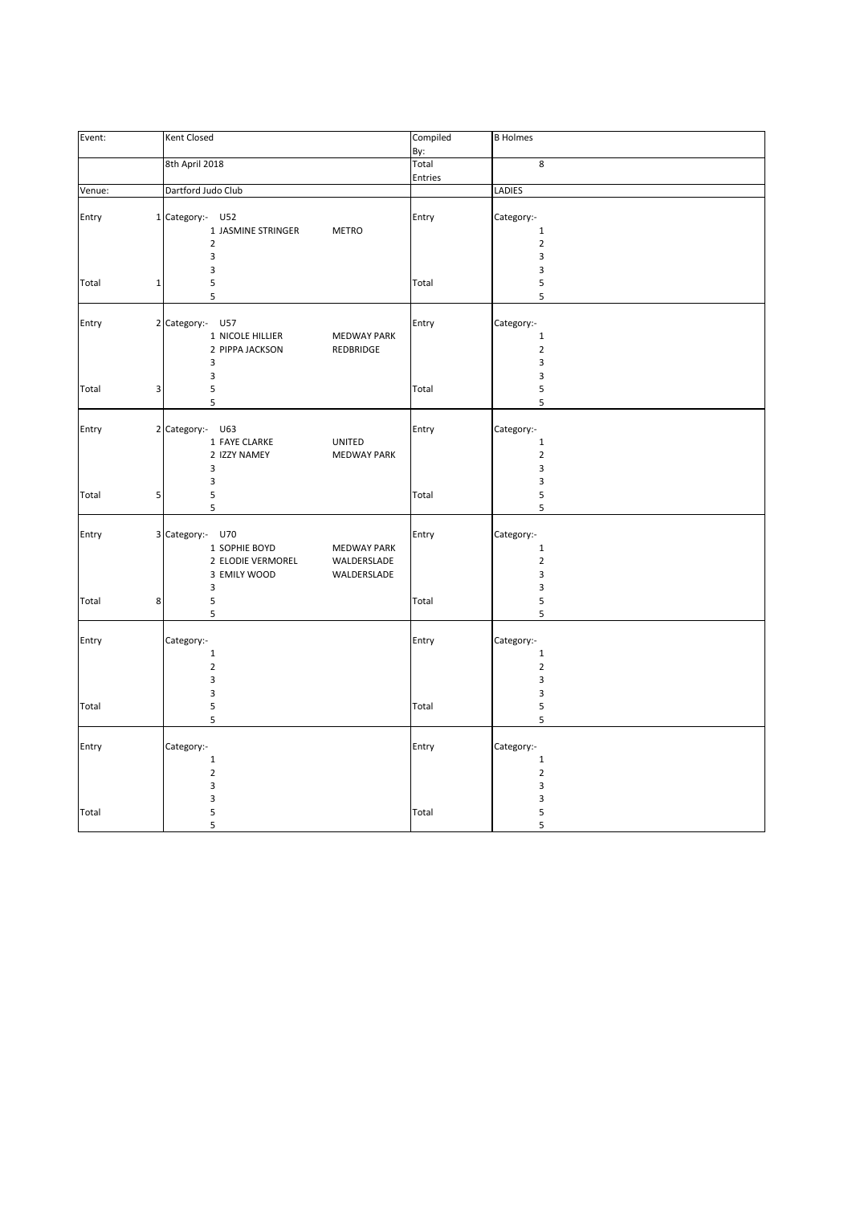| | | | | | |
|---|---|---|---|---|---|
| Event: | Kent Closed | | | Compiled By: | B Holmes |
| | 8th April 2018 | | | Total Entries | 8 |
| Venue: | Dartford Judo Club | | | | LADIES |
| Entry | 1 | Category:- U52 | | Entry | Category:- |
| | | 1 JASMINE STRINGER | METRO | | 1 |
| | | 2 | | | 2 |
| | | 3 | | | 3 |
| | | 3 | | | 3 |
| Total | 1 | 5 | | Total | 5 |
| | | 5 | | | 5 |
| Entry | 2 | Category:- U57 | | Entry | Category:- |
| | | 1 NICOLE HILLIER | MEDWAY PARK | | 1 |
| | | 2 PIPPA JACKSON | REDBRIDGE | | 2 |
| | | 3 | | | 3 |
| | | 3 | | | 3 |
| Total | 3 | 5 | | Total | 5 |
| | | 5 | | | 5 |
| Entry | 2 | Category:- U63 | | Entry | Category:- |
| | | 1 FAYE CLARKE | UNITED | | 1 |
| | | 2 IZZY NAMEY | MEDWAY PARK | | 2 |
| | | 3 | | | 3 |
| | | 3 | | | 3 |
| Total | 5 | 5 | | Total | 5 |
| | | 5 | | | 5 |
| Entry | 3 | Category:- U70 | | Entry | Category:- |
| | | 1 SOPHIE BOYD | MEDWAY PARK | | 1 |
| | | 2 ELODIE VERMOREL | WALDERSLADE | | 2 |
| | | 3 EMILY WOOD | WALDERSLADE | | 3 |
| | | 3 | | | 3 |
| Total | 8 | 5 | | Total | 5 |
| | | 5 | | | 5 |
| Entry | | Category:- | | Entry | Category:- |
| | | 1 | | | 1 |
| | | 2 | | | 2 |
| | | 3 | | | 3 |
| | | 3 | | | 3 |
| Total | | 5 | | Total | 5 |
| | | 5 | | | 5 |
| Entry | | Category:- | | Entry | Category:- |
| | | 1 | | | 1 |
| | | 2 | | | 2 |
| | | 3 | | | 3 |
| | | 3 | | | 3 |
| Total | | 5 | | Total | 5 |
| | | 5 | | | 5 |